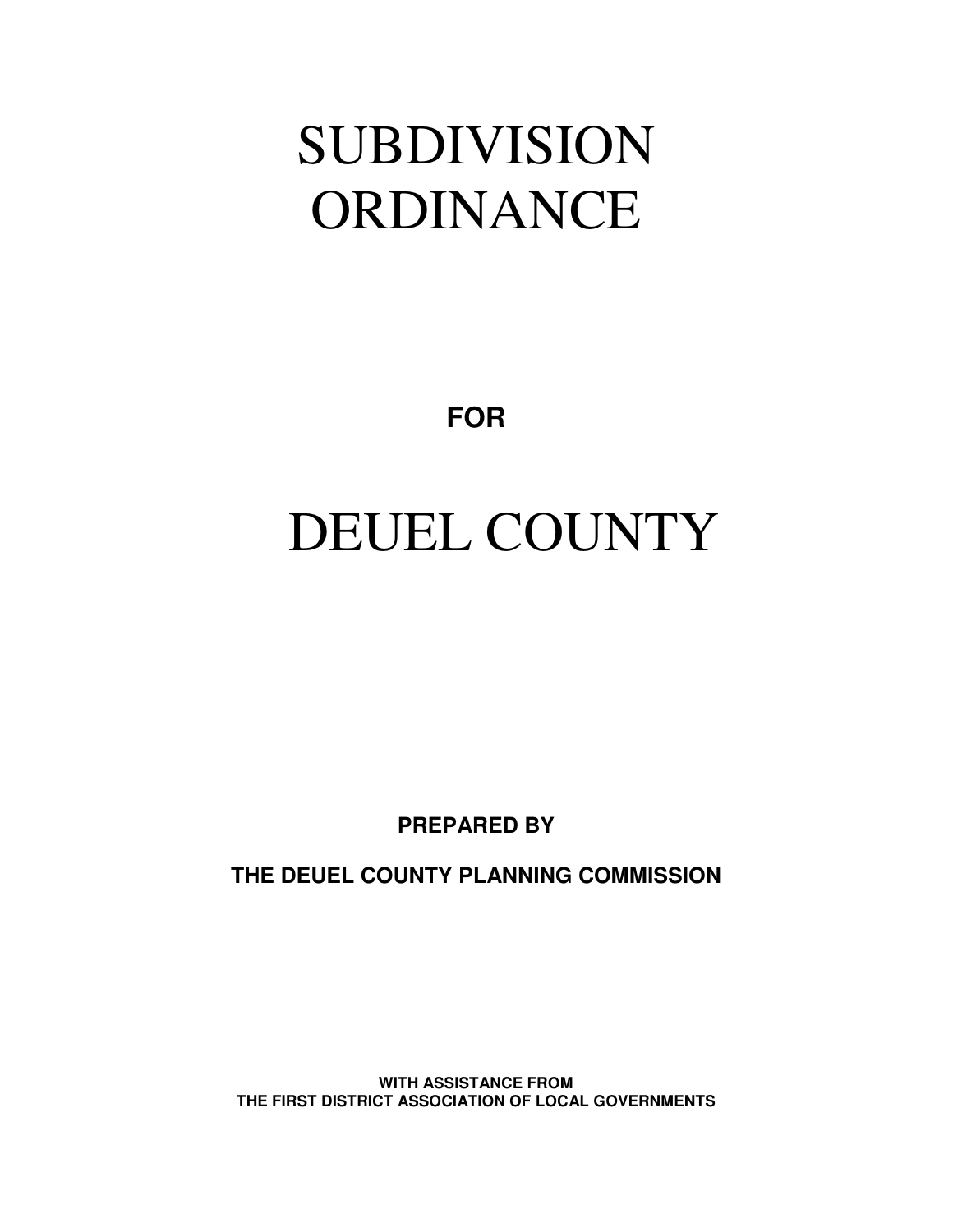# SUBDIVISION ORDINANCE

**FOR**

# DEUEL COUNTY

**PREPARED BY**

**THE DEUEL COUNTY PLANNING COMMISSION**

**WITH ASSISTANCE FROM**
**THE FIRST DISTRICT ASSOCIATION OF LOCAL GOVERNMENTS**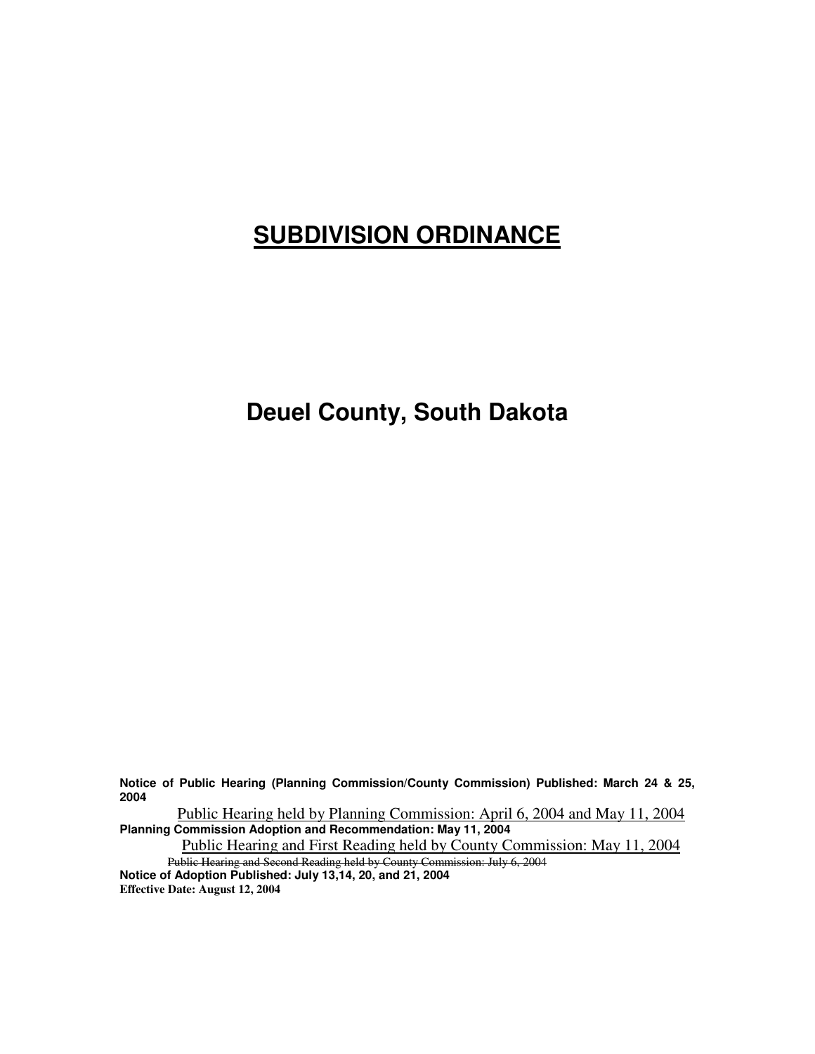# **SUBDIVISION ORDINANCE**

# **Deuel County, South Dakota**

**Notice of Public Hearing (Planning Commission/County Commission) Published: March 24 & 25, 2004**

<u>Public Hearing held by Planning Commission: April 6, 2004 and May 11, 2004</u>

**Planning Commission Adoption and Recommendation: May 11, 2004**

<u>Public Hearing and First Reading held by County Commission: May 11, 2004</u>

~~Public Hearing and Second Reading held by County Commission: July 6, 2004~~

**Notice of Adoption Published: July 13,14, 20, and 21, 2004**

**Effective Date: August 12, 2004**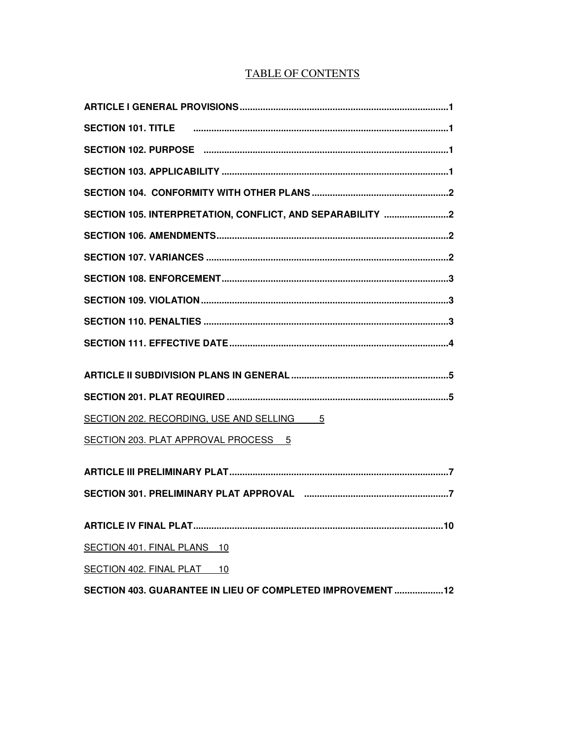# TABLE OF CONTENTS

**ARTICLE I GENERAL PROVISIONS................................................................................1**

**SECTION 101. TITLE ..................................................................................................1**

**SECTION 102. PURPOSE ..............................................................................................1**

**SECTION 103. APPLICABILITY .......................................................................................1**

**SECTION 104. CONFORMITY WITH OTHER PLANS ....................................................2**

**SECTION 105. INTERPRETATION, CONFLICT, AND SEPARABILITY .........................2**

**SECTION 106. AMENDMENTS.........................................................................................2**

**SECTION 107. VARIANCES .............................................................................................2**

**SECTION 108. ENFORCEMENT.......................................................................................3**

**SECTION 109. VIOLATION...............................................................................................3**

**SECTION 110. PENALTIES ..............................................................................................3**

**SECTION 111. EFFECTIVE DATE....................................................................................4**

**ARTICLE II SUBDIVISION PLANS IN GENERAL............................................................5**

**SECTION 201. PLAT REQUIRED .....................................................................................5**

SECTION 202. RECORDING, USE AND SELLING 5

SECTION 203. PLAT APPROVAL PROCESS 5

**ARTICLE III PRELIMINARY PLAT....................................................................................7**

**SECTION 301. PRELIMINARY PLAT APPROVAL ........................................................7**

**ARTICLE IV FINAL PLAT................................................................................................10**

SECTION 401. FINAL PLANS 10

SECTION 402. FINAL PLAT 10

**SECTION 403. GUARANTEE IN LIEU OF COMPLETED IMPROVEMENT ...................12**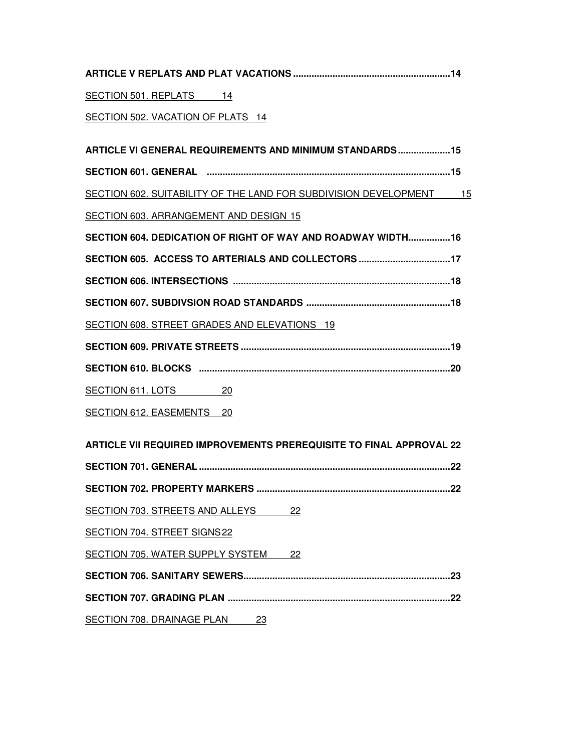**ARTICLE V REPLATS AND PLAT VACATIONS ............................................................14**

SECTION 501. REPLATS 14

SECTION 502. VACATION OF PLATS 14

**ARTICLE VI GENERAL REQUIREMENTS AND MINIMUM STANDARDS ....................15**

**SECTION 601. GENERAL ............................................................................................15**

SECTION 602. SUITABILITY OF THE LAND FOR SUBDIVISION DEVELOPMENT 15

SECTION 603. ARRANGEMENT AND DESIGN 15

**SECTION 604. DEDICATION OF RIGHT OF WAY AND ROADWAY WIDTH................16**

**SECTION 605. ACCESS TO ARTERIALS AND COLLECTORS ..................................17**

**SECTION 606. INTERSECTIONS ..................................................................................18**

**SECTION 607. SUBDIVSION ROAD STANDARDS .......................................................18**

SECTION 608. STREET GRADES AND ELEVATIONS 19

**SECTION 609. PRIVATE STREETS ................................................................................19**

**SECTION 610. BLOCKS ................................................................................................20**

SECTION 611. LOTS 20

SECTION 612. EASEMENTS 20

**ARTICLE VII REQUIRED IMPROVEMENTS PREREQUISITE TO FINAL APPROVAL 22**

**SECTION 701. GENERAL ................................................................................................22**

**SECTION 702. PROPERTY MARKERS ..........................................................................22**

SECTION 703. STREETS AND ALLEYS 22

SECTION 704. STREET SIGNS 22

SECTION 705. WATER SUPPLY SYSTEM 22

**SECTION 706. SANITARY SEWERS..............................................................................23**

**SECTION 707. GRADING PLAN .....................................................................................22**

SECTION 708. DRAINAGE PLAN 23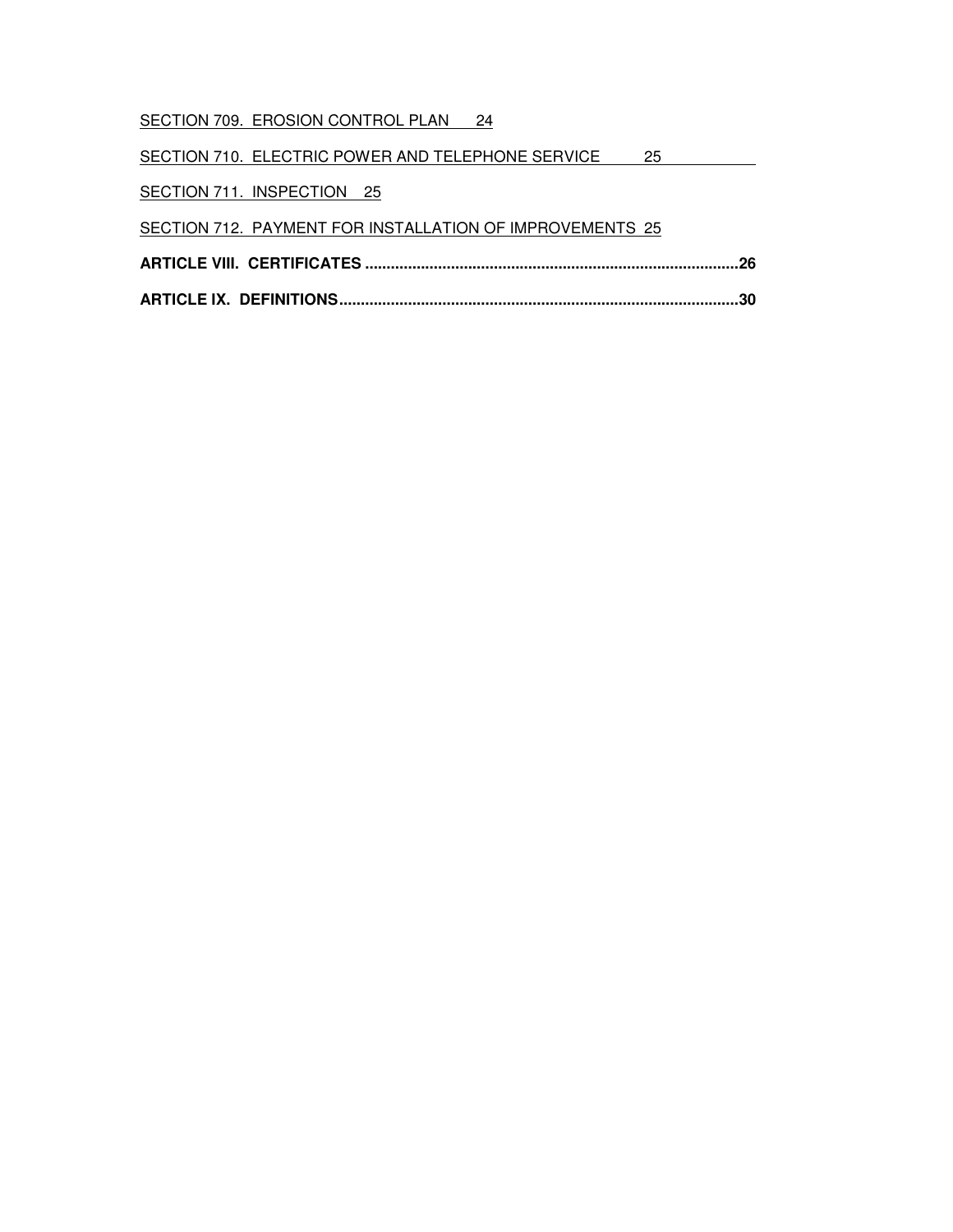SECTION 709. EROSION CONTROL PLAN 24

SECTION 710. ELECTRIC POWER AND TELEPHONE SERVICE 25

SECTION 711. INSPECTION 25

SECTION 712. PAYMENT FOR INSTALLATION OF IMPROVEMENTS 25

**ARTICLE VIII. CERTIFICATES ......................................................................................26**

**ARTICLE IX. DEFINITIONS............................................................................................30**